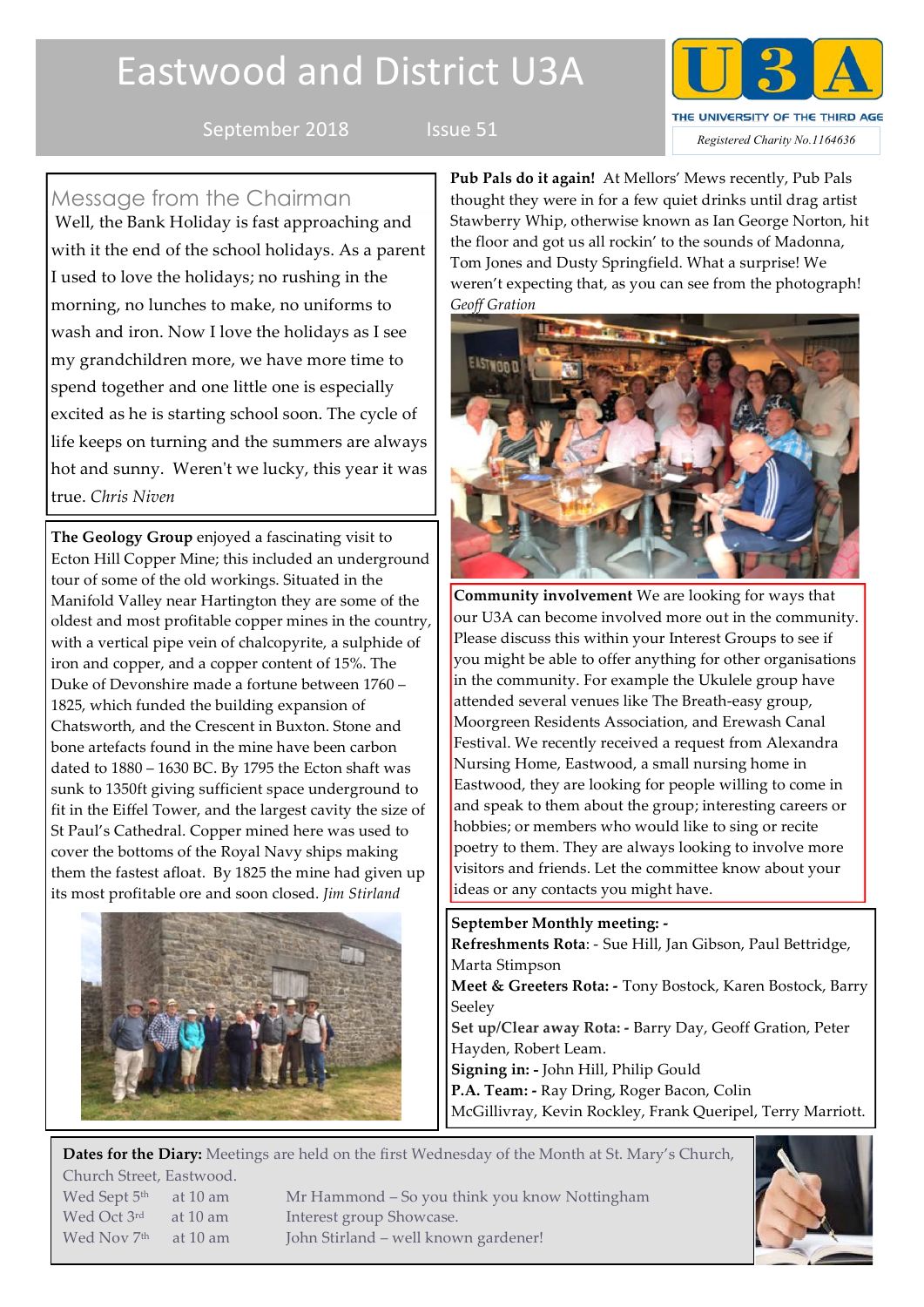# Eastwood and District U3A

September 2018 Issue 51

U3A THE UNIVERSITY OF THE THIRD AGE

*Registered Charity No.1164636*

## Message from the Chairman

Well, the Bank Holiday is fast approaching and with it the end of the school holidays. As a parent I used to love the holidays; no rushing in the morning, no lunches to make, no uniforms to wash and iron. Now I love the holidays as I see my grandchildren more, we have more time to spend together and one little one is especially excited as he is starting school soon. The cycle of life keeps on turning and the summers are always hot and sunny. Weren't we lucky, this year it was true. *Chris Niven*

**The Geology Group** enjoyed a fascinating visit to Ecton Hill Copper Mine; this included an underground tour of some of the old workings. Situated in the Manifold Valley near Hartington they are some of the oldest and most profitable copper mines in the country, with a vertical pipe vein of chalcopyrite, a sulphide of iron and copper, and a copper content of 15%. The Duke of Devonshire made a fortune between 1760 – 1825, which funded the building expansion of Chatsworth, and the Crescent in Buxton. Stone and bone artefacts found in the mine have been carbon dated to 1880 – 1630 BC. By 1795 the Ecton shaft was sunk to 1350ft giving sufficient space underground to fit in the Eiffel Tower, and the largest cavity the size of St Paul's Cathedral. Copper mined here was used to cover the bottoms of the Royal Navy ships making them the fastest afloat. By 1825 the mine had given up its most profitable ore and soon closed. *Jim Stirland*

**Pub Pals do it again!** At Mellors' Mews recently, Pub Pals thought they were in for a few quiet drinks until drag artist Stawberry Whip, otherwise known as Ian George Norton, hit the floor and got us all rockin' to the sounds of Madonna, Tom Jones and Dusty Springfield. What a surprise! We weren't expecting that, as you can see from the photograph! *Geoff Gration*

**Community involvement** We are looking for ways that our U3A can become involved more out in the community. Please discuss this within your Interest Groups to see if you might be able to offer anything for other organisations in the community. For example the Ukulele group have attended several venues like The Breath-easy group, Moorgreen Residents Association, and Erewash Canal Festival. We recently received a request from Alexandra Nursing Home, Eastwood, a small nursing home in Eastwood, they are looking for people willing to come in and speak to them about the group; interesting careers or hobbies; or members who would like to sing or recite poetry to them. They are always looking to involve more visitors and friends. Let the committee know about your ideas or any contacts you might have.

**September Monthly meeting: -**
**Refreshments Rota**: - Sue Hill, Jan Gibson, Paul Bettridge, Marta Stimpson
**Meet & Greeters Rota: -** Tony Bostock, Karen Bostock, Barry Seeley
**Set up/Clear away Rota: -** Barry Day, Geoff Gration, Peter Hayden, Robert Leam.
**Signing in: -** John Hill, Philip Gould
**P.A. Team: -** Ray Dring, Roger Bacon, Colin McGillivray, Kevin Rockley, Frank Queripel, Terry Marriott.

**Dates for the Diary:** Meetings are held on the first Wednesday of the Month at St. Mary's Church, Church Street, Eastwood.

| | | |
|---|---|---|
| Wed Sept 5th | at 10 am | Mr Hammond – So you think you know Nottingham |
| Wed Oct 3rd | at 10 am | Interest group Showcase. |
| Wed Nov 7th | at 10 am | John Stirland – well known gardener! |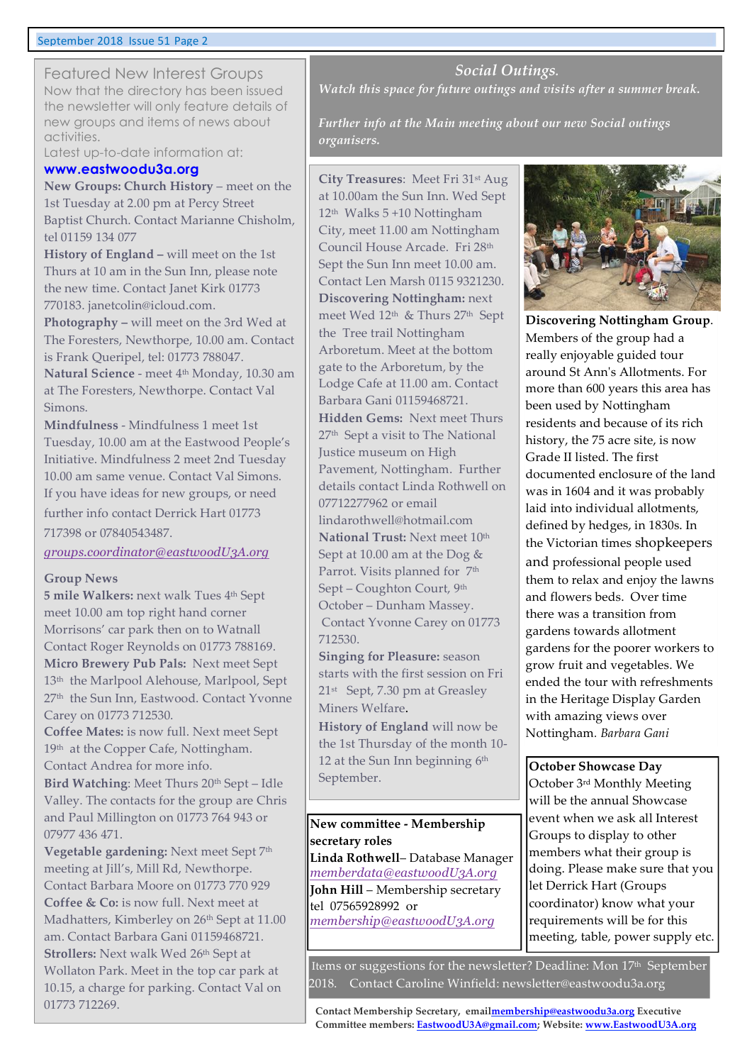## Featured New Interest Groups

Now that the directory has been issued the newsletter will only feature details of new groups and items of news about activities.

Latest up-to-date information at:

**www.eastwoodu3a.org**

**New Groups: Church History** – meet on the 1st Tuesday at 2.00 pm at Percy Street Baptist Church. Contact Marianne Chisholm, tel 01159 134 077

**History of England –** will meet on the 1st Thurs at 10 am in the Sun Inn, please note the new time. Contact Janet Kirk 01773 770183. janetcolin@icloud.com.

**Photography –** will meet on the 3rd Wed at The Foresters, Newthorpe, 10.00 am. Contact is Frank Queripel, tel: 01773 788047.

**Natural Science** - meet 4th Monday, 10.30 am at The Foresters, Newthorpe. Contact Val Simons.

**Mindfulness** - Mindfulness 1 meet 1st Tuesday, 10.00 am at the Eastwood People's Initiative. Mindfulness 2 meet 2nd Tuesday 10.00 am same venue. Contact Val Simons.

If you have ideas for new groups, or need further info contact Derrick Hart 01773 717398 or 07840543487.

*groups.coordinator@eastwoodU3A.org*

### Group News

**5 mile Walkers:** next walk Tues 4th Sept meet 10.00 am top right hand corner Morrisons' car park then on to Watnall Contact Roger Reynolds on 01773 788169.

**Micro Brewery Pub Pals:** Next meet Sept 13th the Marlpool Alehouse, Marlpool, Sept 27th the Sun Inn, Eastwood. Contact Yvonne Carey on 01773 712530.

**Coffee Mates:** is now full. Next meet Sept 19th at the Copper Cafe, Nottingham. Contact Andrea for more info.

**Bird Watching**: Meet Thurs 20th Sept – Idle Valley. The contacts for the group are Chris and Paul Millington on 01773 764 943 or 07977 436 471.

**Vegetable gardening:** Next meet Sept 7th meeting at Jill's, Mill Rd, Newthorpe. Contact Barbara Moore on 01773 770 929

**Coffee & Co:** is now full. Next meet at Madhatters, Kimberley on 26th Sept at 11.00 am. Contact Barbara Gani 01159468721.

**Strollers:** Next walk Wed 26th Sept at Wollaton Park. Meet in the top car park at 10.15, a charge for parking. Contact Val on 01773 712269.

## *Social Outings.*

*Watch this space for future outings and visits after a summer break.*

*Further info at the Main meeting about our new Social outings organisers.*

**City Treasures**: Meet Fri 31st Aug at 10.00am the Sun Inn. Wed Sept 12th Walks 5 +10 Nottingham City, meet 11.00 am Nottingham Council House Arcade. Fri 28th Sept the Sun Inn meet 10.00 am. Contact Len Marsh 0115 9321230.

**Discovering Nottingham:** next meet Wed 12th & Thurs 27th Sept the Tree trail Nottingham Arboretum. Meet at the bottom gate to the Arboretum, by the Lodge Cafe at 11.00 am. Contact Barbara Gani 01159468721.

**Hidden Gems:** Next meet Thurs 27th Sept a visit to The National Justice museum on High Pavement, Nottingham. Further details contact Linda Rothwell on 07712277962 or email lindarothwell@hotmail.com

**National Trust:** Next meet 10th Sept at 10.00 am at the Dog & Parrot. Visits planned for 7th Sept – Coughton Court, 9th October – Dunham Massey. Contact Yvonne Carey on 01773 712530.

**Singing for Pleasure:** season starts with the first session on Fri 21st Sept, 7.30 pm at Greasley Miners Welfare.

**History of England** will now be the 1st Thursday of the month 10-12 at the Sun Inn beginning 6th September.

**Discovering Nottingham Group**. Members of the group had a really enjoyable guided tour around St Ann's Allotments. For more than 600 years this area has been used by Nottingham residents and because of its rich history, the 75 acre site, is now Grade II listed. The first documented enclosure of the land was in 1604 and it was probably laid into individual allotments, defined by hedges, in 1830s. In the Victorian times shopkeepers and professional people used them to relax and enjoy the lawns and flowers beds. Over time there was a transition from gardens towards allotment gardens for the poorer workers to grow fruit and vegetables. We ended the tour with refreshments in the Heritage Display Garden with amazing views over Nottingham. *Barbara Gani*

**New committee - Membership secretary roles**

**Linda Rothwell**– Database Manager *memberdata@eastwoodU3A.org*

**John Hill** – Membership secretary tel 07565928992 or *membership@eastwoodU3A.org*

**October Showcase Day**

October 3rd Monthly Meeting will be the annual Showcase event when we ask all Interest Groups to display to other members what their group is doing. Please make sure that you let Derrick Hart (Groups coordinator) know what your requirements will be for this meeting, table, power supply etc.

Items or suggestions for the newsletter? Deadline: Mon 17th September 2018. Contact Caroline Winfield: newsletter@eastwoodu3a.org

**Contact Membership Secretary, email membership@eastwoodu3a.org Executive Committee members: EastwoodU3A@gmail.com; Website: www.EastwoodU3A.org**